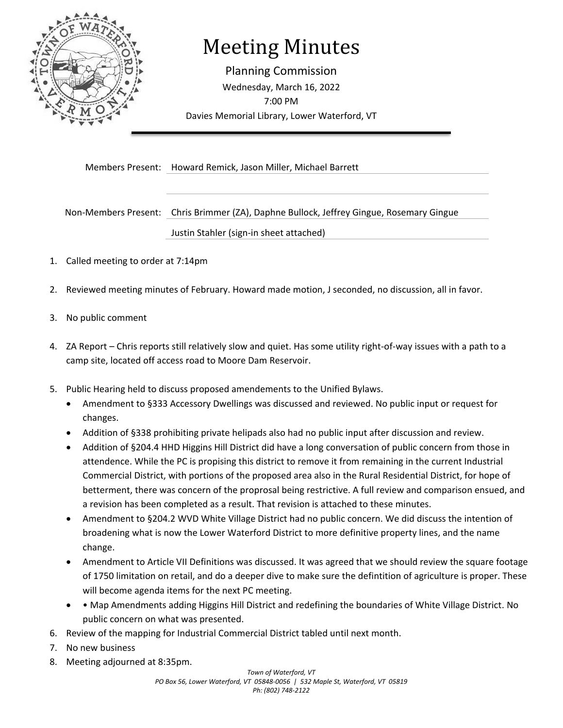# Meeting Minutes

Planning Commission

Wednesday, March 16, 2022

7:00 PM

Davies Memorial Library, Lower Waterford, VT

Members Present: Howard Remick, Jason Miller, Michael Barrett

Non-Members Present: Chris Brimmer (ZA), Daphne Bullock, Jeffrey Gingue, Rosemary Gingue
Justin Stahler (sign-in sheet attached)

1. Called meeting to order at 7:14pm
2. Reviewed meeting minutes of February. Howard made motion, J seconded, no discussion, all in favor.
3. No public comment
4. ZA Report – Chris reports still relatively slow and quiet. Has some utility right-of-way issues with a path to a camp site, located off access road to Moore Dam Reservoir.
5. Public Hearing held to discuss proposed amendements to the Unified Bylaws.
   - Amendment to §333 Accessory Dwellings was discussed and reviewed. No public input or request for changes.
   - Addition of §338 prohibiting private helipads also had no public input after discussion and review.
   - Addition of §204.4 HHD Higgins Hill District did have a long conversation of public concern from those in attendence. While the PC is propising this district to remove it from remaining in the current Industrial Commercial District, with portions of the proposed area also in the Rural Residential District, for hope of betterment, there was concern of the proprosal being restrictive. A full review and comparison ensued, and a revision has been completed as a result. That revision is attached to these minutes.
   - Amendment to §204.2 WVD White Village District had no public concern. We did discuss the intention of broadening what is now the Lower Waterford District to more definitive property lines, and the name change.
   - Amendment to Article VII Definitions was discussed. It was agreed that we should review the square footage of 1750 limitation on retail, and do a deeper dive to make sure the defintition of agriculture is proper. These will become agenda items for the next PC meeting.
   - • Map Amendments adding Higgins Hill District and redefining the boundaries of White Village District. No public concern on what was presented.
6. Review of the mapping for Industrial Commercial District tabled until next month.
7. No new business
8. Meeting adjourned at 8:35pm.

*Town of Waterford, VT*
*PO Box 56, Lower Waterford, VT 05848-0056 | 532 Maple St, Waterford, VT 05819*
*Ph: (802) 748-2122*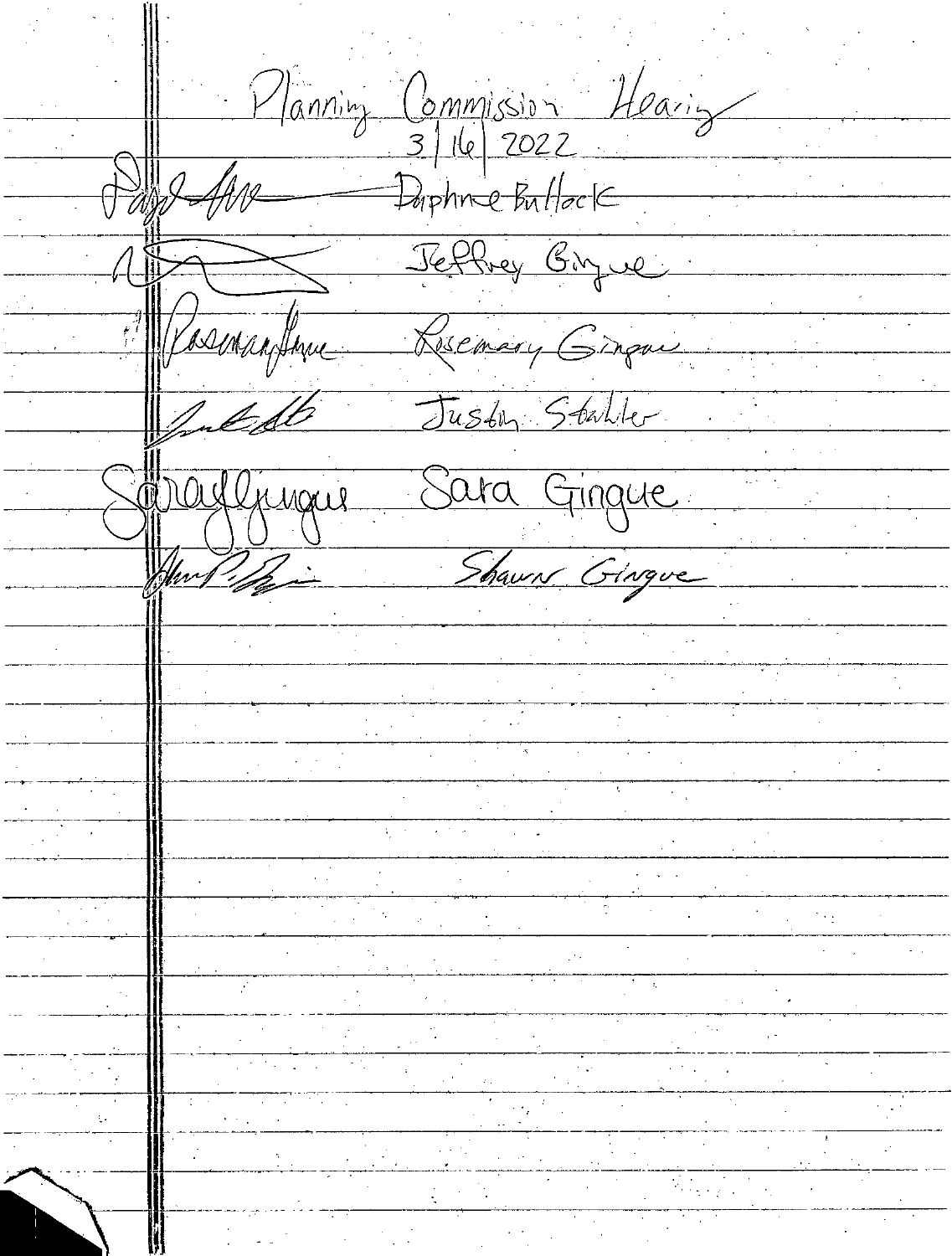# Planning Commission Hearing

3/16/2022

| Signature | Printed Name |
| --- | --- |
| [signature] | Daphne Bullock |
| [signature] | Jeffrey Gingue |
| Rosemary Gingue | Rosemary Gingue |
| [signature] | Justin Stahler |
| Sara Gingue | Sara Gingue |
| [signature] | Shawn Gingue |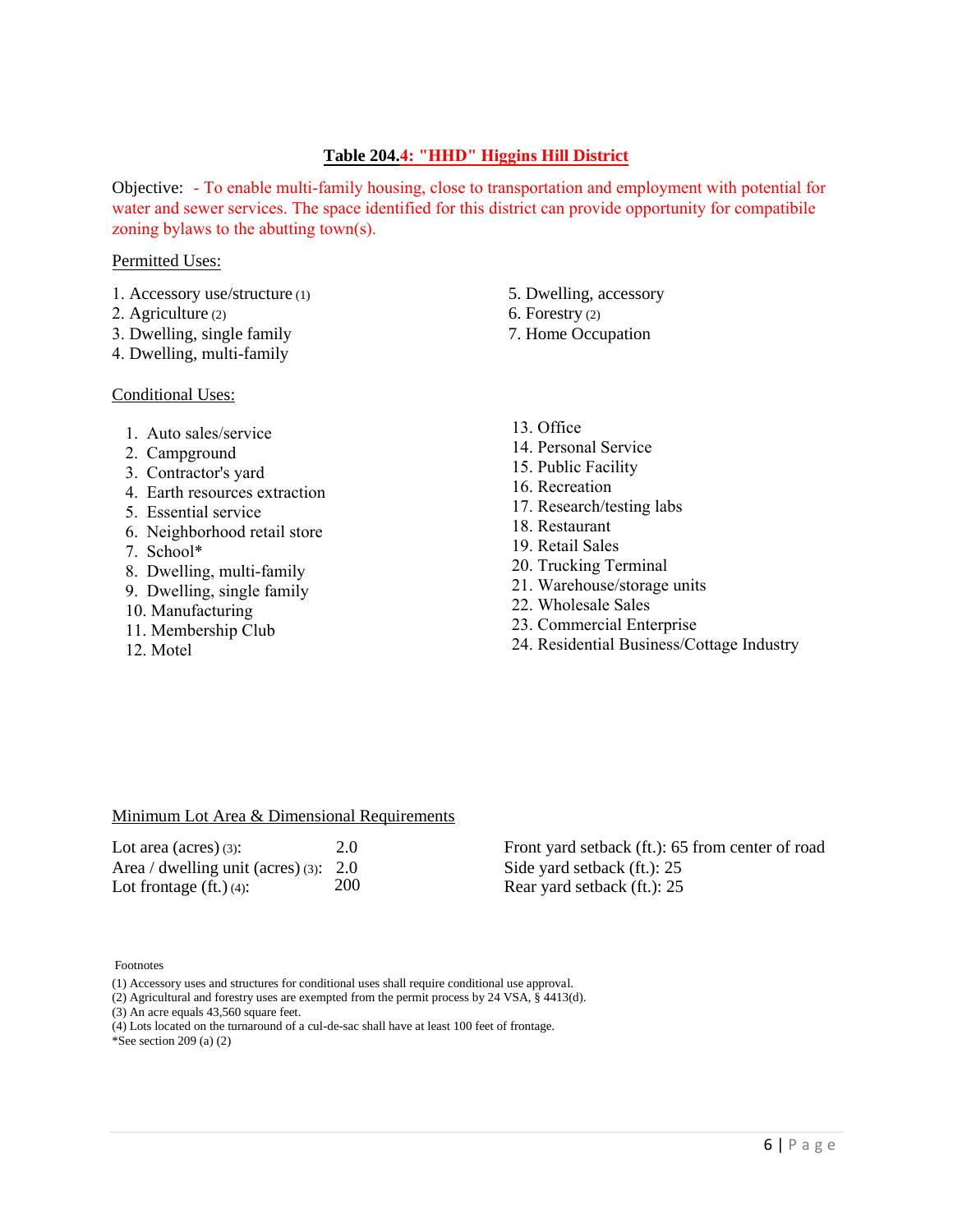## Table 204.4: "HHD" Higgins Hill District

Objective: - To enable multi-family housing, close to transportation and employment with potential for water and sewer services. The space identified for this district can provide opportunity for compatibile zoning bylaws to the abutting town(s).

Permitted Uses:

1. Accessory use/structure (1)
2. Agriculture (2)
3. Dwelling, single family
4. Dwelling, multi-family
5. Dwelling, accessory
6. Forestry (2)
7. Home Occupation

Conditional Uses:

1. Auto sales/service
2. Campground
3. Contractor's yard
4. Earth resources extraction
5. Essential service
6. Neighborhood retail store
7. School*
8. Dwelling, multi-family
9. Dwelling, single family
10. Manufacturing
11. Membership Club
12. Motel
13. Office
14. Personal Service
15. Public Facility
16. Recreation
17. Research/testing labs
18. Restaurant
19. Retail Sales
20. Trucking Terminal
21. Warehouse/storage units
22. Wholesale Sales
23. Commercial Enterprise
24. Residential Business/Cottage Industry

Minimum Lot Area & Dimensional Requirements

| | | |
|---|---|---|
| Lot area (acres) (3): | 2.0 | Front yard setback (ft.): 65 from center of road |
| Area / dwelling unit (acres) (3): | 2.0 | Side yard setback (ft.): 25 |
| Lot frontage (ft.) (4): | 200 | Rear yard setback (ft.): 25 |

Footnotes

(1) Accessory uses and structures for conditional uses shall require conditional use approval.
(2) Agricultural and forestry uses are exempted from the permit process by 24 VSA, § 4413(d).
(3) An acre equals 43,560 square feet.
(4) Lots located on the turnaround of a cul-de-sac shall have at least 100 feet of frontage.
*See section 209 (a) (2)